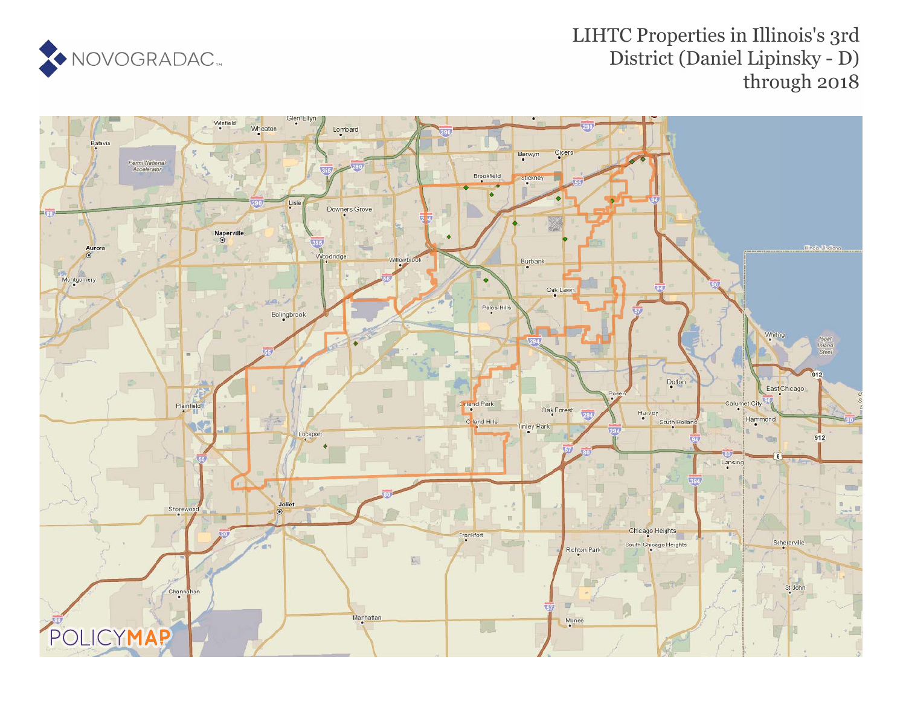NOVOGRADAC

# LIHTC Properties in Illinois's 3rd District (Daniel Lipinsky - D) through 2018

POLICYMAP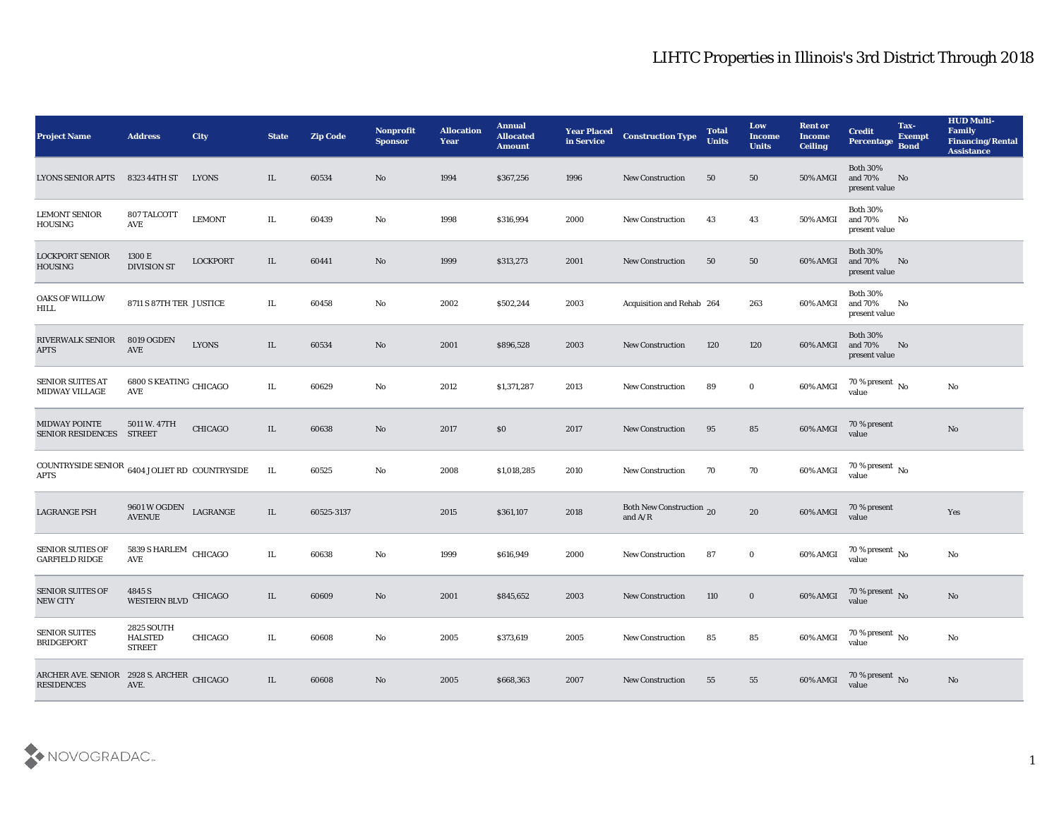# LIHTC Properties in Illinois's 3rd District Through 2018

| Project Name | Address | City | State | Zip Code | Nonprofit Sponsor | Allocation Year | Annual Allocated Amount | Year Placed in Service | Construction Type | Total Units | Low Income Units | Rent or Income Ceiling | Credit Percentage | Tax-Exempt Bond | HUD Multi-Family Financing/Rental Assistance |
|---|---|---|---|---|---|---|---|---|---|---|---|---|---|---|---|
| LYONS SENIOR APTS | 8323 44TH ST | LYONS | IL | 60534 | No | 1994 | $367,256 | 1996 | New Construction | 50 | 50 | 50% AMGI | Both 30% and 70% present value | No | |
| LEMONT SENIOR HOUSING | 807 TALCOTT AVE | LEMONT | IL | 60439 | No | 1998 | $316,994 | 2000 | New Construction | 43 | 43 | 50% AMGI | Both 30% and 70% present value | No | |
| LOCKPORT SENIOR HOUSING | 1300 E DIVISION ST | LOCKPORT | IL | 60441 | No | 1999 | $313,273 | 2001 | New Construction | 50 | 50 | 60% AMGI | Both 30% and 70% present value | No | |
| OAKS OF WILLOW HILL | 8711 S 87TH TER | JUSTICE | IL | 60458 | No | 2002 | $502,244 | 2003 | Acquisition and Rehab | 264 | 263 | 60% AMGI | Both 30% and 70% present value | No | |
| RIVERWALK SENIOR APTS | 8019 OGDEN AVE | LYONS | IL | 60534 | No | 2001 | $896,528 | 2003 | New Construction | 120 | 120 | 60% AMGI | Both 30% and 70% present value | No | |
| SENIOR SUITES AT MIDWAY VILLAGE | 6800 S KEATING AVE | CHICAGO | IL | 60629 | No | 2012 | $1,371,287 | 2013 | New Construction | 89 | 0 | 60% AMGI | 70 % present value | No | No |
| MIDWAY POINTE SENIOR RESIDENCES | 5011 W. 47TH STREET | CHICAGO | IL | 60638 | No | 2017 | $0 | 2017 | New Construction | 95 | 85 | 60% AMGI | 70 % present value | | No |
| COUNTRYSIDE SENIOR APTS | 6404 JOLIET RD | COUNTRYSIDE | IL | 60525 | No | 2008 | $1,018,285 | 2010 | New Construction | 70 | 70 | 60% AMGI | 70 % present value | No | |
| LAGRANGE PSH | 9601 W OGDEN AVENUE | LAGRANGE | IL | 60525-3137 | | 2015 | $361,107 | 2018 | Both New Construction and A/R | 20 | 20 | 60% AMGI | 70 % present value | | Yes |
| SENIOR SUTIES OF GARFIELD RIDGE | 5839 S HARLEM AVE | CHICAGO | IL | 60638 | No | 1999 | $616,949 | 2000 | New Construction | 87 | 0 | 60% AMGI | 70 % present value | No | No |
| SENIOR SUITES OF NEW CITY | 4845 S WESTERN BLVD | CHICAGO | IL | 60609 | No | 2001 | $845,652 | 2003 | New Construction | 110 | 0 | 60% AMGI | 70 % present value | No | No |
| SENIOR SUITES BRIDGEPORT | 2825 SOUTH HALSTED STREET | CHICAGO | IL | 60608 | No | 2005 | $373,619 | 2005 | New Construction | 85 | 85 | 60% AMGI | 70 % present value | No | No |
| ARCHER AVE. SENIOR RESIDENCES | 2928 S. ARCHER AVE. | CHICAGO | IL | 60608 | No | 2005 | $668,363 | 2007 | New Construction | 55 | 55 | 60% AMGI | 70 % present value | No | No |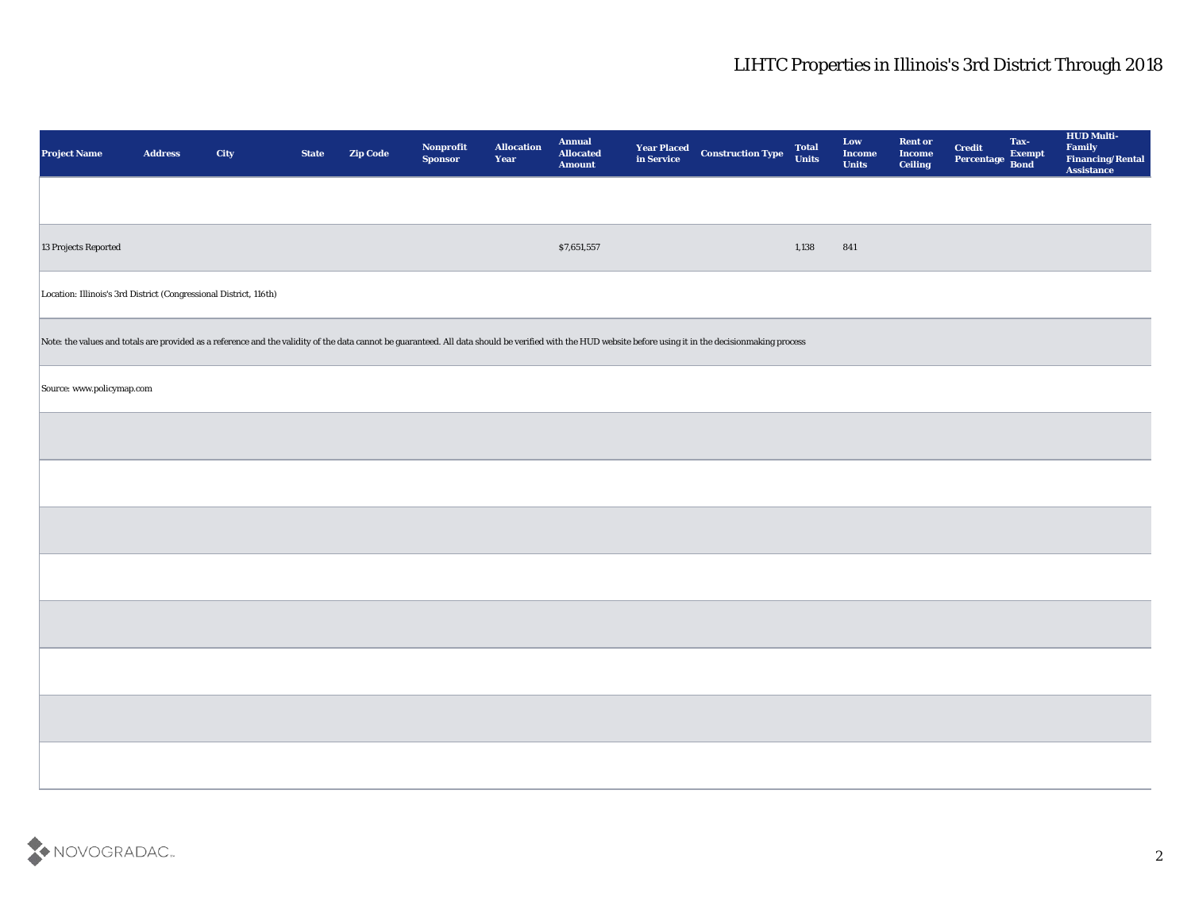| Project Name | Address | City | State | Zip Code | Nonprofit Sponsor | Allocation Year | Annual Allocated Amount | Year Placed in Service | Construction Type | Total Units | Low Income Units | Rent or Income Ceiling | Credit Percentage | Tax-Exempt Bond | HUD Multi-Family Financing/Rental Assistance |
|---|---|---|---|---|---|---|---|---|---|---|---|---|---|---|---|
| | | | | | | | | | | | | | | | |
| 13 Projects Reported | | | | | | | $7,651,557 | | | 1,138 | 841 | | | | |
| Location: Illinois's 3rd District (Congressional District, 116th) | | | | | | | | | | | | | | | |
| Note: the values and totals are provided as a reference and the validity of the data cannot be guaranteed. All data should be verified with the HUD website before using it in the decisionmaking process | | | | | | | | | | | | | | | |
| Source: www.policymap.com | | | | | | | | | | | | | | | |